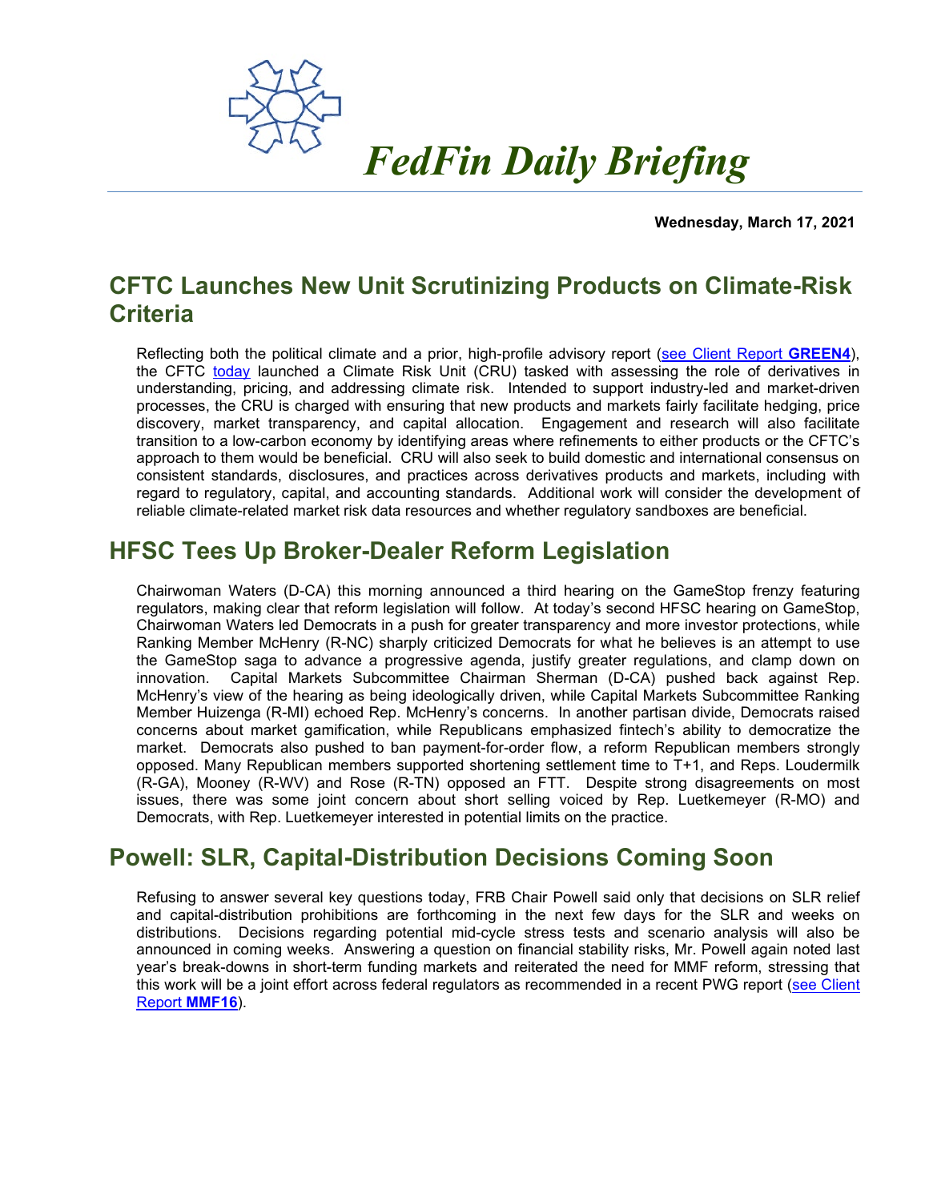# *FedFin Daily Briefing*

**Wednesday, March 17, 2021**

## CFTC Launches New Unit Scrutinizing Products on Climate-Risk Criteria

Reflecting both the political climate and a prior, high-profile advisory report (see Client Report **GREEN4**), the CFTC today launched a Climate Risk Unit (CRU) tasked with assessing the role of derivatives in understanding, pricing, and addressing climate risk. Intended to support industry-led and market-driven processes, the CRU is charged with ensuring that new products and markets fairly facilitate hedging, price discovery, market transparency, and capital allocation. Engagement and research will also facilitate transition to a low-carbon economy by identifying areas where refinements to either products or the CFTC's approach to them would be beneficial. CRU will also seek to build domestic and international consensus on consistent standards, disclosures, and practices across derivatives products and markets, including with regard to regulatory, capital, and accounting standards. Additional work will consider the development of reliable climate-related market risk data resources and whether regulatory sandboxes are beneficial.

## HFSC Tees Up Broker-Dealer Reform Legislation

Chairwoman Waters (D-CA) this morning announced a third hearing on the GameStop frenzy featuring regulators, making clear that reform legislation will follow. At today's second HFSC hearing on GameStop, Chairwoman Waters led Democrats in a push for greater transparency and more investor protections, while Ranking Member McHenry (R-NC) sharply criticized Democrats for what he believes is an attempt to use the GameStop saga to advance a progressive agenda, justify greater regulations, and clamp down on innovation. Capital Markets Subcommittee Chairman Sherman (D-CA) pushed back against Rep. McHenry's view of the hearing as being ideologically driven, while Capital Markets Subcommittee Ranking Member Huizenga (R-MI) echoed Rep. McHenry's concerns. In another partisan divide, Democrats raised concerns about market gamification, while Republicans emphasized fintech's ability to democratize the market. Democrats also pushed to ban payment-for-order flow, a reform Republican members strongly opposed. Many Republican members supported shortening settlement time to T+1, and Reps. Loudermilk (R-GA), Mooney (R-WV) and Rose (R-TN) opposed an FTT. Despite strong disagreements on most issues, there was some joint concern about short selling voiced by Rep. Luetkemeyer (R-MO) and Democrats, with Rep. Luetkemeyer interested in potential limits on the practice.

## Powell: SLR, Capital-Distribution Decisions Coming Soon

Refusing to answer several key questions today, FRB Chair Powell said only that decisions on SLR relief and capital-distribution prohibitions are forthcoming in the next few days for the SLR and weeks on distributions. Decisions regarding potential mid-cycle stress tests and scenario analysis will also be announced in coming weeks. Answering a question on financial stability risks, Mr. Powell again noted last year's break-downs in short-term funding markets and reiterated the need for MMF reform, stressing that this work will be a joint effort across federal regulators as recommended in a recent PWG report (see Client Report **MMF16**).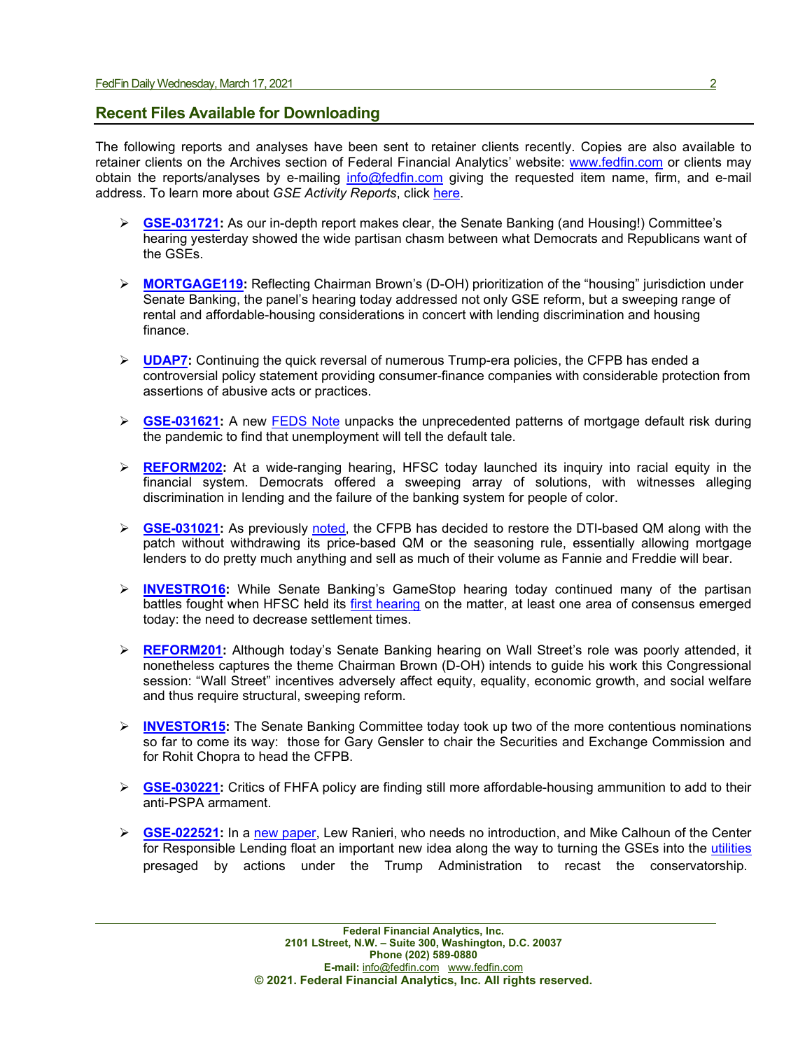## Recent Files Available for Downloading

The following reports and analyses have been sent to retainer clients recently. Copies are also available to retainer clients on the Archives section of Federal Financial Analytics' website: www.fedfin.com or clients may obtain the reports/analyses by e-mailing info@fedfin.com giving the requested item name, firm, and e-mail address. To learn more about *GSE Activity Reports*, click here.

- **GSE-031721:** As our in-depth report makes clear, the Senate Banking (and Housing!) Committee's hearing yesterday showed the wide partisan chasm between what Democrats and Republicans want of the GSEs.
- **MORTGAGE119:** Reflecting Chairman Brown's (D-OH) prioritization of the "housing" jurisdiction under Senate Banking, the panel's hearing today addressed not only GSE reform, but a sweeping range of rental and affordable-housing considerations in concert with lending discrimination and housing finance.
- **UDAP7:** Continuing the quick reversal of numerous Trump-era policies, the CFPB has ended a controversial policy statement providing consumer-finance companies with considerable protection from assertions of abusive acts or practices.
- **GSE-031621:** A new FEDS Note unpacks the unprecedented patterns of mortgage default risk during the pandemic to find that unemployment will tell the default tale.
- **REFORM202:** At a wide-ranging hearing, HFSC today launched its inquiry into racial equity in the financial system. Democrats offered a sweeping array of solutions, with witnesses alleging discrimination in lending and the failure of the banking system for people of color.
- **GSE-031021:** As previously noted, the CFPB has decided to restore the DTI-based QM along with the patch without withdrawing its price-based QM or the seasoning rule, essentially allowing mortgage lenders to do pretty much anything and sell as much of their volume as Fannie and Freddie will bear.
- **INVESTRO16:** While Senate Banking's GameStop hearing today continued many of the partisan battles fought when HFSC held its first hearing on the matter, at least one area of consensus emerged today: the need to decrease settlement times.
- **REFORM201:** Although today's Senate Banking hearing on Wall Street's role was poorly attended, it nonetheless captures the theme Chairman Brown (D-OH) intends to guide his work this Congressional session: "Wall Street" incentives adversely affect equity, equality, economic growth, and social welfare and thus require structural, sweeping reform.
- **INVESTOR15:** The Senate Banking Committee today took up two of the more contentious nominations so far to come its way: those for Gary Gensler to chair the Securities and Exchange Commission and for Rohit Chopra to head the CFPB.
- **GSE-030221:** Critics of FHFA policy are finding still more affordable-housing ammunition to add to their anti-PSPA armament.
- **GSE-022521:** In a new paper, Lew Ranieri, who needs no introduction, and Mike Calhoun of the Center for Responsible Lending float an important new idea along the way to turning the GSEs into the utilities presaged by actions under the Trump Administration to recast the conservatorship.

**Federal Financial Analytics, Inc.**
**2101 LStreet, N.W. – Suite 300, Washington, D.C. 20037**
**Phone (202) 589-0880**
**E-mail:** info@fedfin.com www.fedfin.com
**© 2021. Federal Financial Analytics, Inc. All rights reserved.**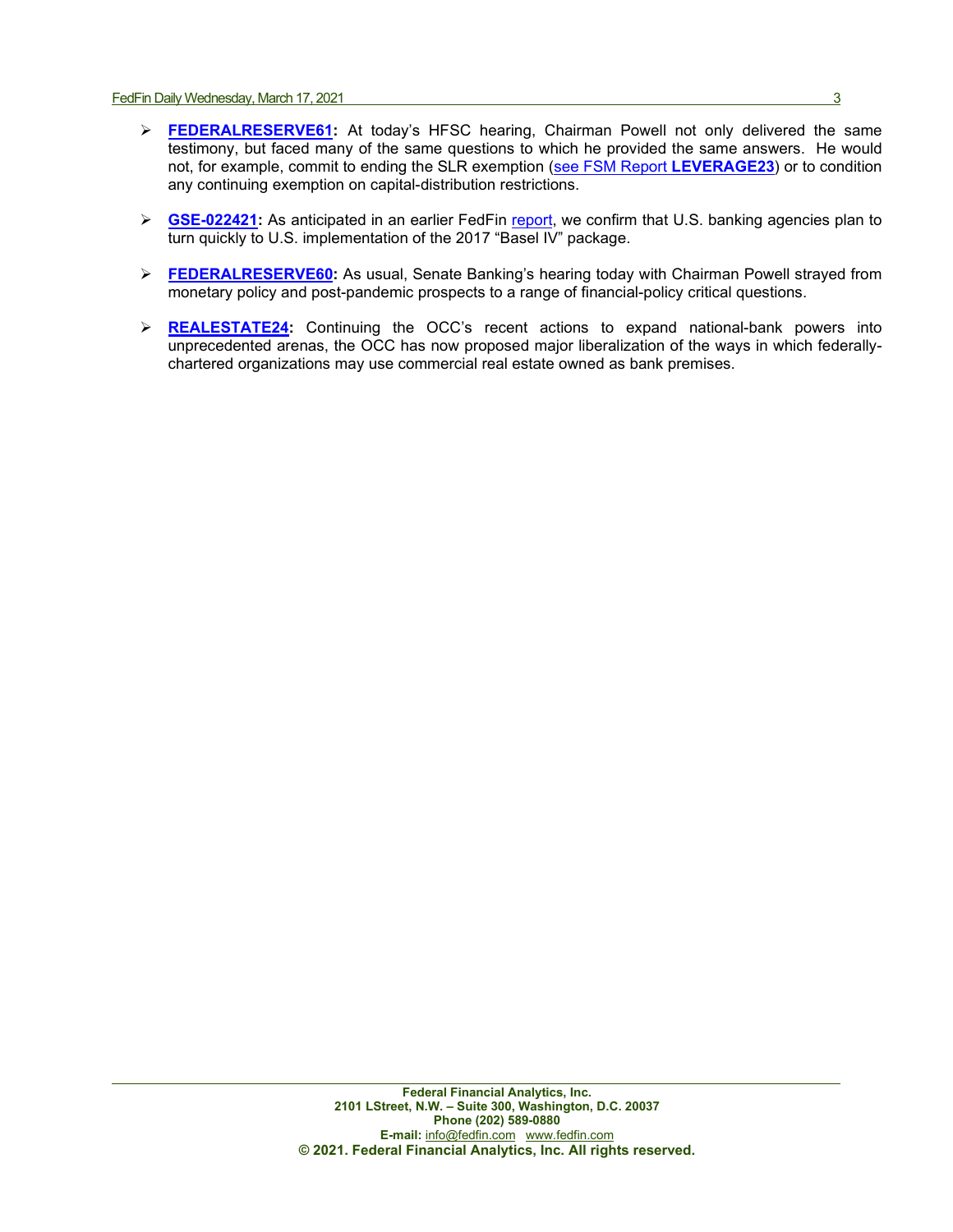- **FEDERALRESERVE61:** At today's HFSC hearing, Chairman Powell not only delivered the same testimony, but faced many of the same questions to which he provided the same answers. He would not, for example, commit to ending the SLR exemption (see FSM Report **LEVERAGE23**) or to condition any continuing exemption on capital-distribution restrictions.

- **GSE-022421:** As anticipated in an earlier FedFin report, we confirm that U.S. banking agencies plan to turn quickly to U.S. implementation of the 2017 "Basel IV" package.

- **FEDERALRESERVE60:** As usual, Senate Banking's hearing today with Chairman Powell strayed from monetary policy and post-pandemic prospects to a range of financial-policy critical questions.

- **REALESTATE24:** Continuing the OCC's recent actions to expand national-bank powers into unprecedented arenas, the OCC has now proposed major liberalization of the ways in which federally-chartered organizations may use commercial real estate owned as bank premises.

**Federal Financial Analytics, Inc.**
**2101 LStreet, N.W. – Suite 300, Washington, D.C. 20037**
**Phone (202) 589-0880**
**E-mail:** info@fedfin.com www.fedfin.com
**© 2021. Federal Financial Analytics, Inc. All rights reserved.**